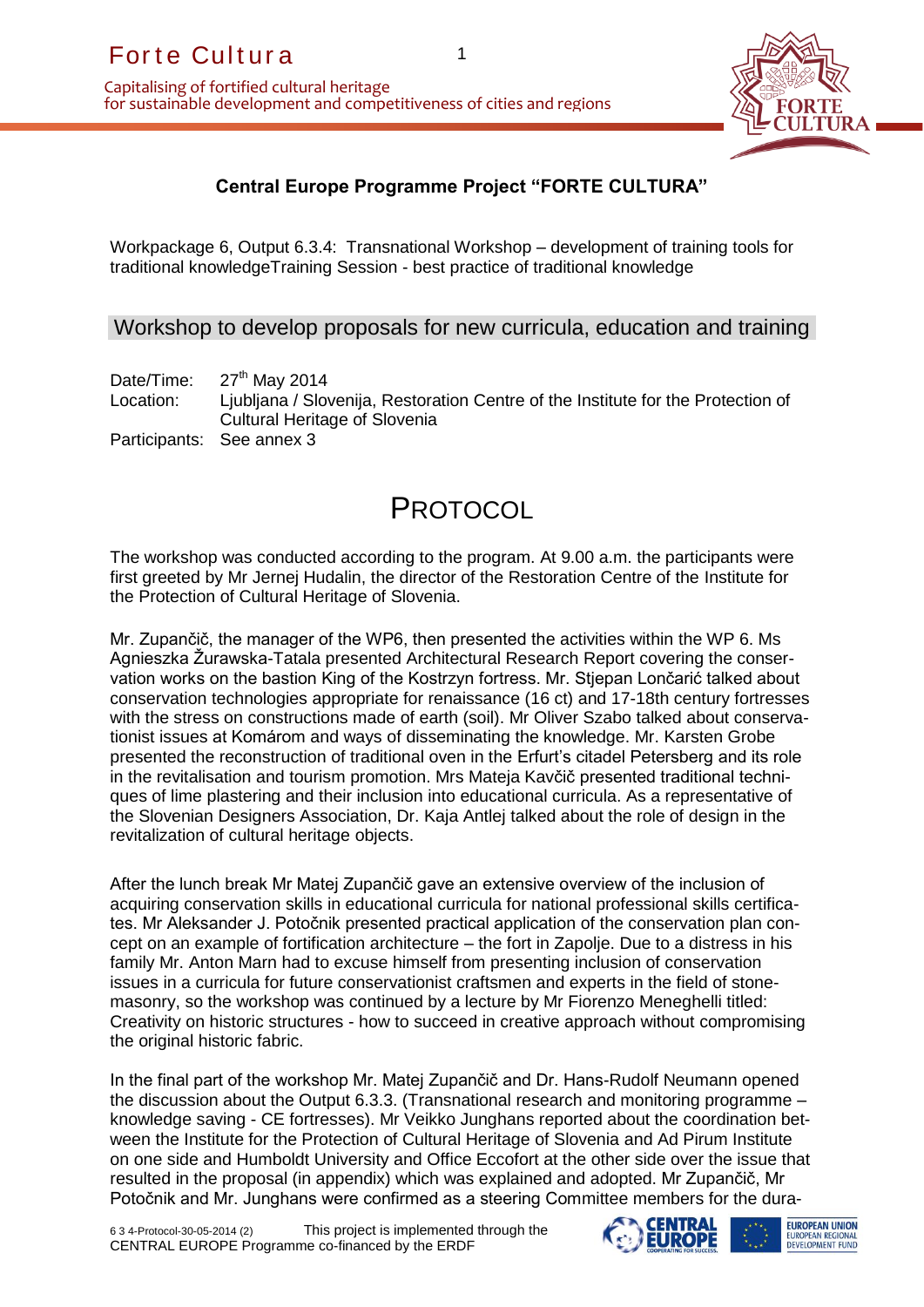## Central Europe Programme Project "FORTE CULTURA"

Workpackage 6, Output 6.3.4: Transnational Workshop – development of training tools for traditional knowledgeTraining Session - best practice of traditional knowledge

### Workshop to develop proposals for new curricula, education and training

Date/Time: 27th May 2014
Location: Ljubljana / Slovenija, Restoration Centre of the Institute for the Protection of Cultural Heritage of Slovenia
Participants: See annex 3

# PROTOCOL

The workshop was conducted according to the program. At 9.00 a.m. the participants were first greeted by Mr Jernej Hudalin, the director of the Restoration Centre of the Institute for the Protection of Cultural Heritage of Slovenia.

Mr. Zupančič, the manager of the WP6, then presented the activities within the WP 6. Ms Agnieszka Żurawska-Tatala presented Architectural Research Report covering the conservation works on the bastion King of the Kostrzyn fortress. Mr. Stjepan Lončarić talked about conservation technologies appropriate for renaissance (16 ct) and 17-18th century fortresses with the stress on constructions made of earth (soil). Mr Oliver Szabo talked about conservationist issues at Komárom and ways of disseminating the knowledge. Mr. Karsten Grobe presented the reconstruction of traditional oven in the Erfurt's citadel Petersberg and its role in the revitalisation and tourism promotion. Mrs Mateja Kavčič presented traditional techniques of lime plastering and their inclusion into educational curricula. As a representative of the Slovenian Designers Association, Dr. Kaja Antlej talked about the role of design in the revitalization of cultural heritage objects.

After the lunch break Mr Matej Zupančič gave an extensive overview of the inclusion of acquiring conservation skills in educational curricula for national professional skills certificates. Mr Aleksander J. Potočnik presented practical application of the conservation plan concept on an example of fortification architecture – the fort in Zapolje. Due to a distress in his family Mr. Anton Marn had to excuse himself from presenting inclusion of conservation issues in a curricula for future conservationist craftsmen and experts in the field of stonemasonry, so the workshop was continued by a lecture by Mr Fiorenzo Meneghelli titled: Creativity on historic structures - how to succeed in creative approach without compromising the original historic fabric.

In the final part of the workshop Mr. Matej Zupančič and Dr. Hans-Rudolf Neumann opened the discussion about the Output 6.3.3. (Transnational research and monitoring programme – knowledge saving - CE fortresses). Mr Veikko Junghans reported about the coordination between the Institute for the Protection of Cultural Heritage of Slovenia and Ad Pirum Institute on one side and Humboldt University and Office Eccofort at the other side over the issue that resulted in the proposal (in appendix) which was explained and adopted. Mr Zupančič, Mr Potočnik and Mr. Junghans were confirmed as a steering Committee members for the dura-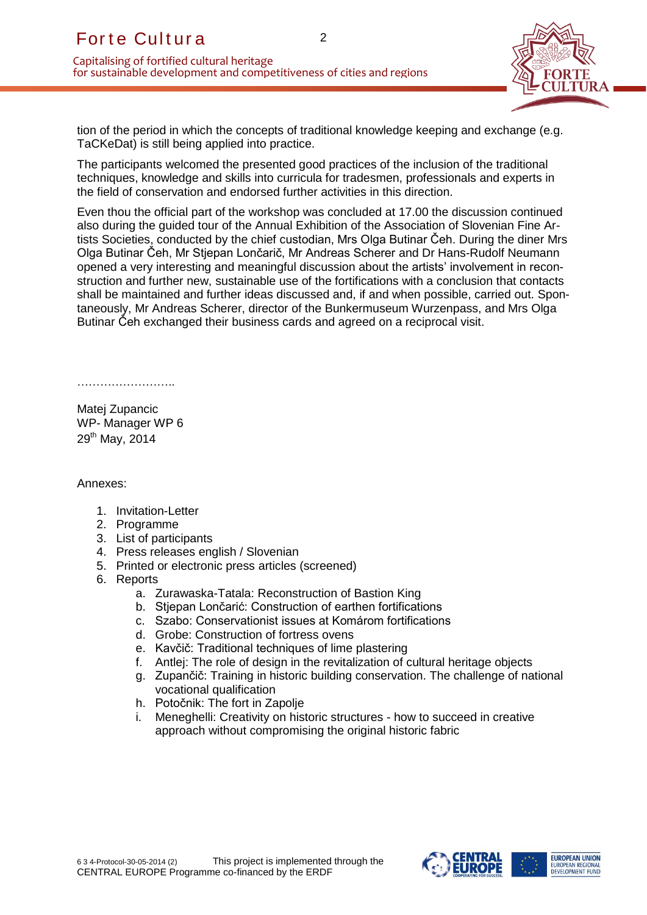tion of the period in which the concepts of traditional knowledge keeping and exchange (e.g. TaCKeDat) is still being applied into practice.

The participants welcomed the presented good practices of the inclusion of the traditional techniques, knowledge and skills into curricula for tradesmen, professionals and experts in the field of conservation and endorsed further activities in this direction.

Even thou the official part of the workshop was concluded at 17.00 the discussion continued also during the guided tour of the Annual Exhibition of the Association of Slovenian Fine Artists Societies, conducted by the chief custodian, Mrs Olga Butinar Čeh. During the diner Mrs Olga Butinar Čeh, Mr Stjepan Lončarič, Mr Andreas Scherer and Dr Hans-Rudolf Neumann opened a very interesting and meaningful discussion about the artists' involvement in reconstruction and further new, sustainable use of the fortifications with a conclusion that contacts shall be maintained and further ideas discussed and, if and when possible, carried out. Spontaneously, Mr Andreas Scherer, director of the Bunkermuseum Wurzenpass, and Mrs Olga Butinar Čeh exchanged their business cards and agreed on a reciprocal visit.

……………………..

Matej Zupancic
WP- Manager WP 6
29th May, 2014

Annexes:

1. Invitation-Letter
2. Programme
3. List of participants
4. Press releases english / Slovenian
5. Printed or electronic press articles (screened)
6. Reports
    a. Zurawaska-Tatala: Reconstruction of Bastion King
    b. Stjepan Lončarić: Construction of earthen fortifications
    c. Szabo: Conservationist issues at Komárom fortifications
    d. Grobe: Construction of fortress ovens
    e. Kavčič: Traditional techniques of lime plastering
    f. Antlej: The role of design in the revitalization of cultural heritage objects
    g. Zupančič: Training in historic building conservation. The challenge of national vocational qualification
    h. Potočnik: The fort in Zapolje
    i. Meneghelli: Creativity on historic structures - how to succeed in creative approach without compromising the original historic fabric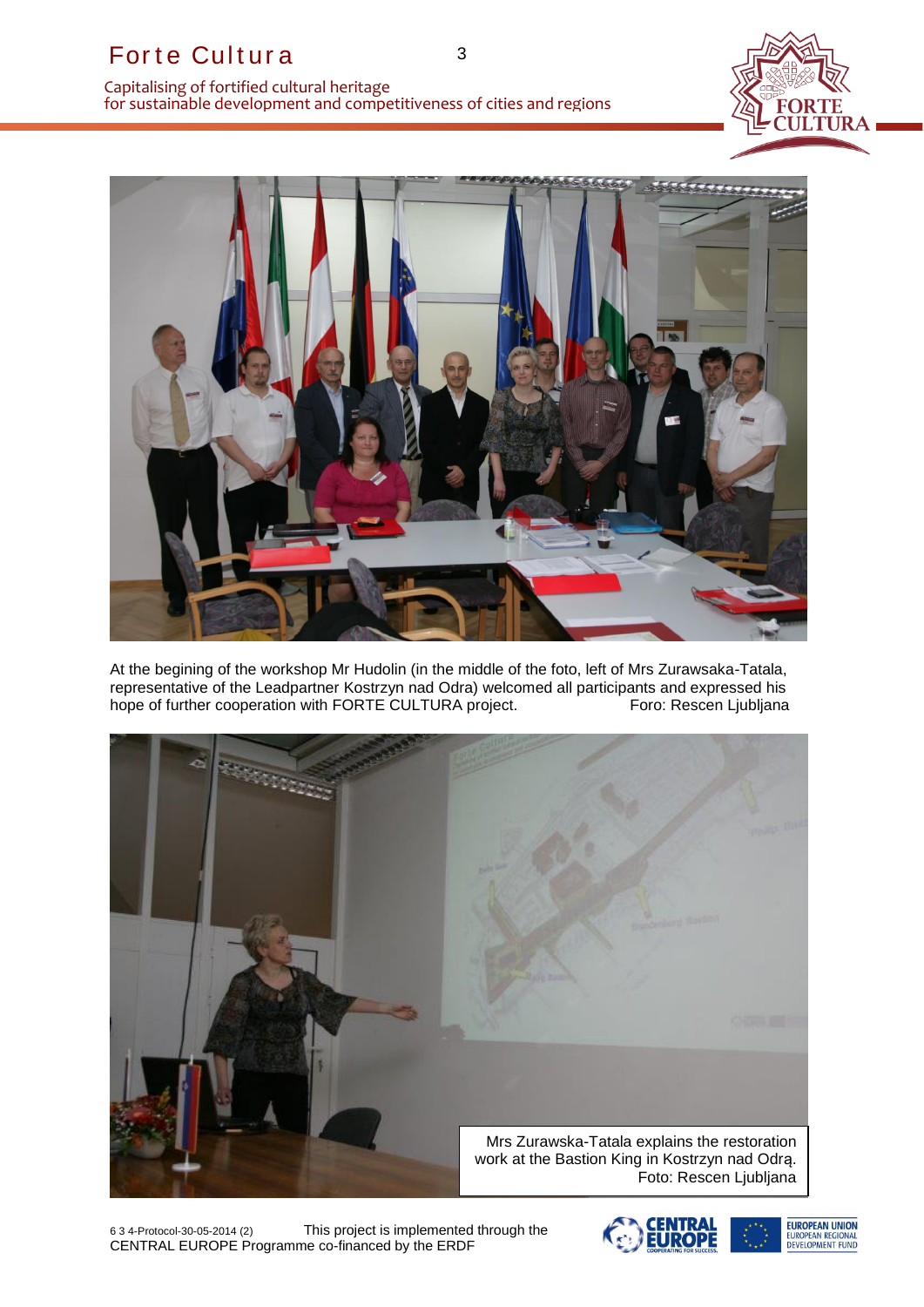At the begining of the workshop Mr Hudolin (in the middle of the foto, left of Mrs Zurawsaka-Tatala, representative of the Leadpartner Kostrzyn nad Odra) welcomed all participants and expressed his hope of further cooperation with FORTE CULTURA project. Foro: Rescen Ljubljana

Mrs Zurawska-Tatala explains the restoration work at the Bastion King in Kostrzyn nad Odrą. Foto: Rescen Ljubljana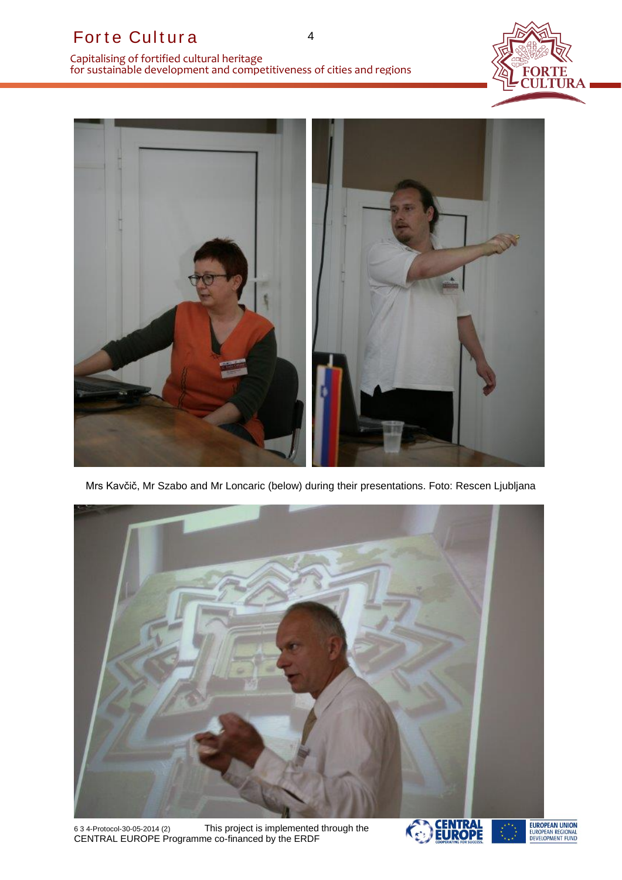Mrs Kavčič, Mr Szabo and Mr Loncaric (below) during their presentations. Foto: Rescen Ljubljana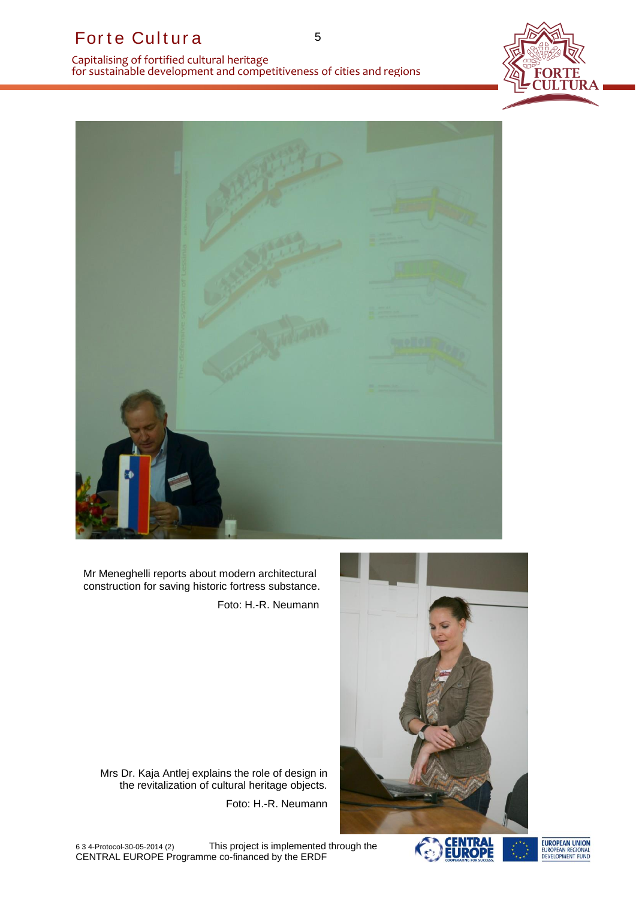Mr Meneghelli reports about modern architectural construction for saving historic fortress substance.

Foto: H.-R. Neumann

Mrs Dr. Kaja Antlej explains the role of design in the revitalization of cultural heritage objects.

Foto: H.-R. Neumann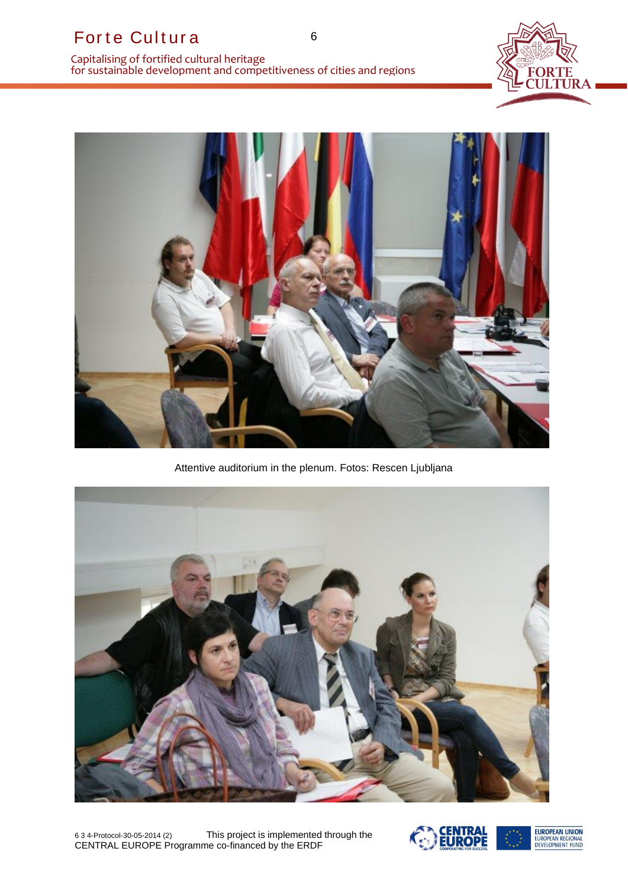Attentive auditorium in the plenum. Fotos: Rescen Ljubljana